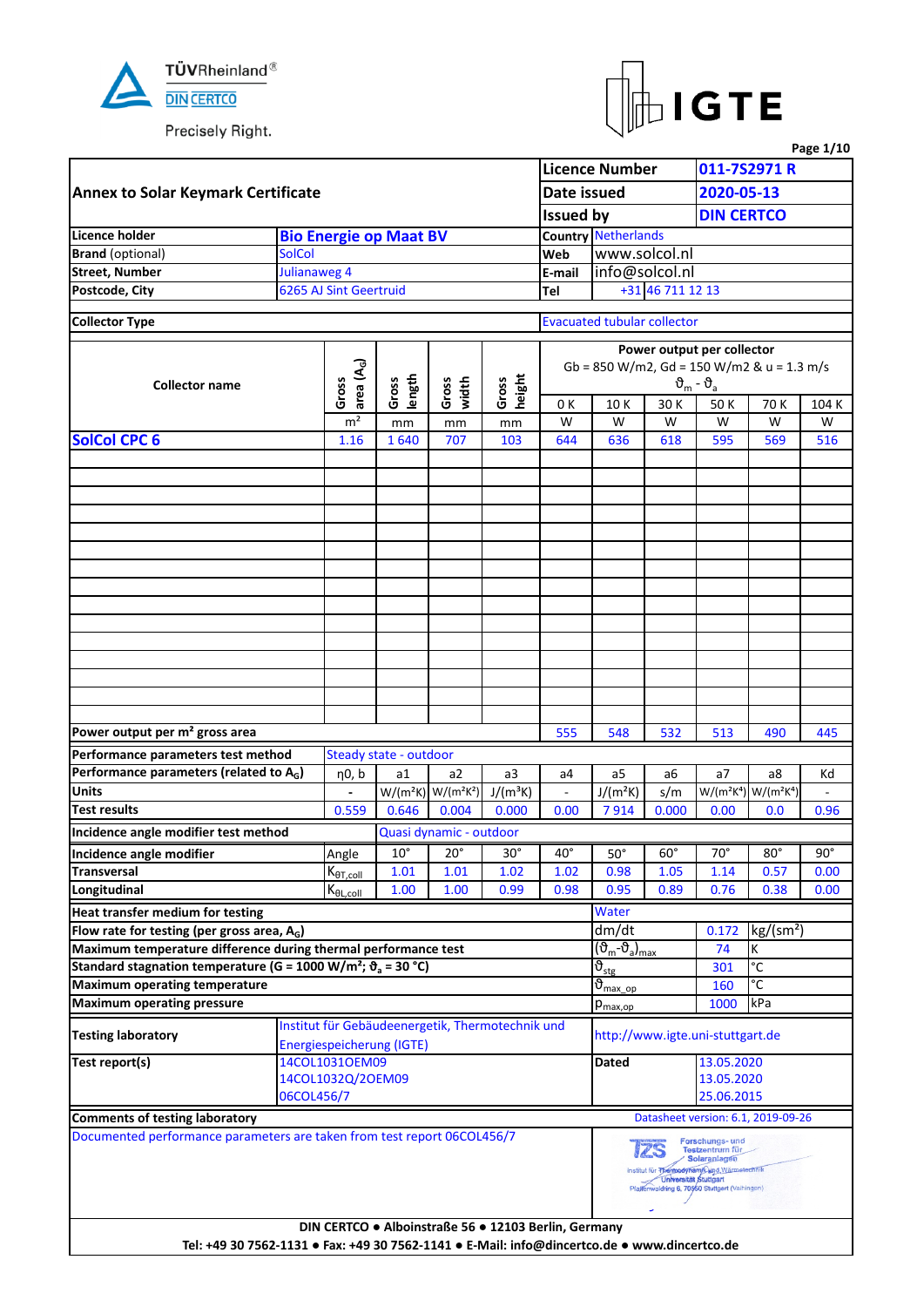TÜVRheinland®
DIN CERTCO
Precisely Right.

IGTE

## Annex to Solar Keymark Certificate

| | |
|---|---|
| Licence Number | 011-7S2971 R |
| Date issued | 2020-05-13 |
| Issued by | DIN CERTCO |

| | | | |
|---|---|---|---|
| Licence holder | Bio Energie op Maat BV | Country | Netherlands |
| **Brand** (optional) | SolCol | Web | www.solcol.nl |
| Street, Number | Julianaweg 4 | E-mail | info@solcol.nl |
| Postcode, City | 6265 AJ Sint Geertruid | Tel | +31 46 711 12 13 |

**Collector Type:** Evacuated tubular collector

| Collector name | Gross area ($A_G$) | Gross length | Gross width | Gross height | Power output per collector, Gb = 850 W/m2, Gd = 150 W/m2 & u = 1.3 m/s, $\vartheta_m - \vartheta_a$: 0 K | 10 K | 30 K | 50 K | 70 K | 104 K |
|---|---|---|---|---|---|---|---|---|---|---|
| | m² | mm | mm | mm | W | W | W | W | W | W |
| **SolCol CPC 6** | 1.16 | 1 640 | 707 | 103 | 644 | 636 | 618 | 595 | 569 | 516 |
| Power output per m² gross area | | | | | 555 | 548 | 532 | 513 | 490 | 445 |

**Performance parameters test method:** Steady state - outdoor

| Performance parameters (related to $A_G$) | η0, b | a1 | a2 | a3 | a4 | a5 | a6 | a7 | a8 | Kd |
|---|---|---|---|---|---|---|---|---|---|---|
| Units | - | W/(m²K) | W/(m²K²) | J/(m³K) | - | J/(m²K) | s/m | W/(m²K⁴) | W/(m²K⁴) | - |
| Test results | 0.559 | 0.646 | 0.004 | 0.000 | 0.00 | 7 914 | 0.000 | 0.00 | 0.0 | 0.96 |

**Incidence angle modifier test method:** Quasi dynamic - outdoor

| Incidence angle modifier | Angle | 10° | 20° | 30° | 40° | 50° | 60° | 70° | 80° | 90° |
|---|---|---|---|---|---|---|---|---|---|---|
| Transversal | $K_{\theta T,coll}$ | 1.01 | 1.01 | 1.02 | 1.02 | 0.98 | 1.05 | 1.14 | 0.57 | 0.00 |
| Longitudinal | $K_{\theta L,coll}$ | 1.00 | 1.00 | 0.99 | 0.98 | 0.95 | 0.89 | 0.76 | 0.38 | 0.00 |

| | | | |
|---|---|---|---|
| Heat transfer medium for testing | Water | | |
| Flow rate for testing (per gross area, $A_G$) | dm/dt | 0.172 | kg/(sm²) |
| Maximum temperature difference during thermal performance test | $(\vartheta_m-\vartheta_a)_{max}$ | 74 | K |
| Standard stagnation temperature (G = 1000 W/m²; $\vartheta_a$ = 30 °C) | $\vartheta_{stg}$ | 301 | °C |
| Maximum operating temperature | $\vartheta_{max\_op}$ | 160 | °C |
| Maximum operating pressure | $p_{max,op}$ | 1000 | kPa |

| | | | |
|---|---|---|---|
| Testing laboratory | Institut für Gebäudeenergetik, Thermotechnik und Energiespeicherung (IGTE) | http://www.igte.uni-stuttgart.de | |
| Test report(s) | 14COL1031OEM09 | Dated | 13.05.2020 |
| | 14COL1032Q/2OEM09 | | 13.05.2020 |
| | 06COL456/7 | | 25.06.2015 |

**Comments of testing laboratory** — Datasheet version: 6.1, 2019-09-26

Documented performance parameters are taken from test report 06COL456/7

TZS Forschungs- und Testzentrum für Solaranlagen, Institut für Thermodynamik und Wärmetechnik, Universität Stuttgart, Pfaffenwaldring 6, 70550 Stuttgart (Vaihingen)

DIN CERTCO ● Alboinstraße 56 ● 12103 Berlin, Germany
Tel: +49 30 7562-1131 ● Fax: +49 30 7562-1141 ● E-Mail: info@dincertco.de ● www.dincertco.de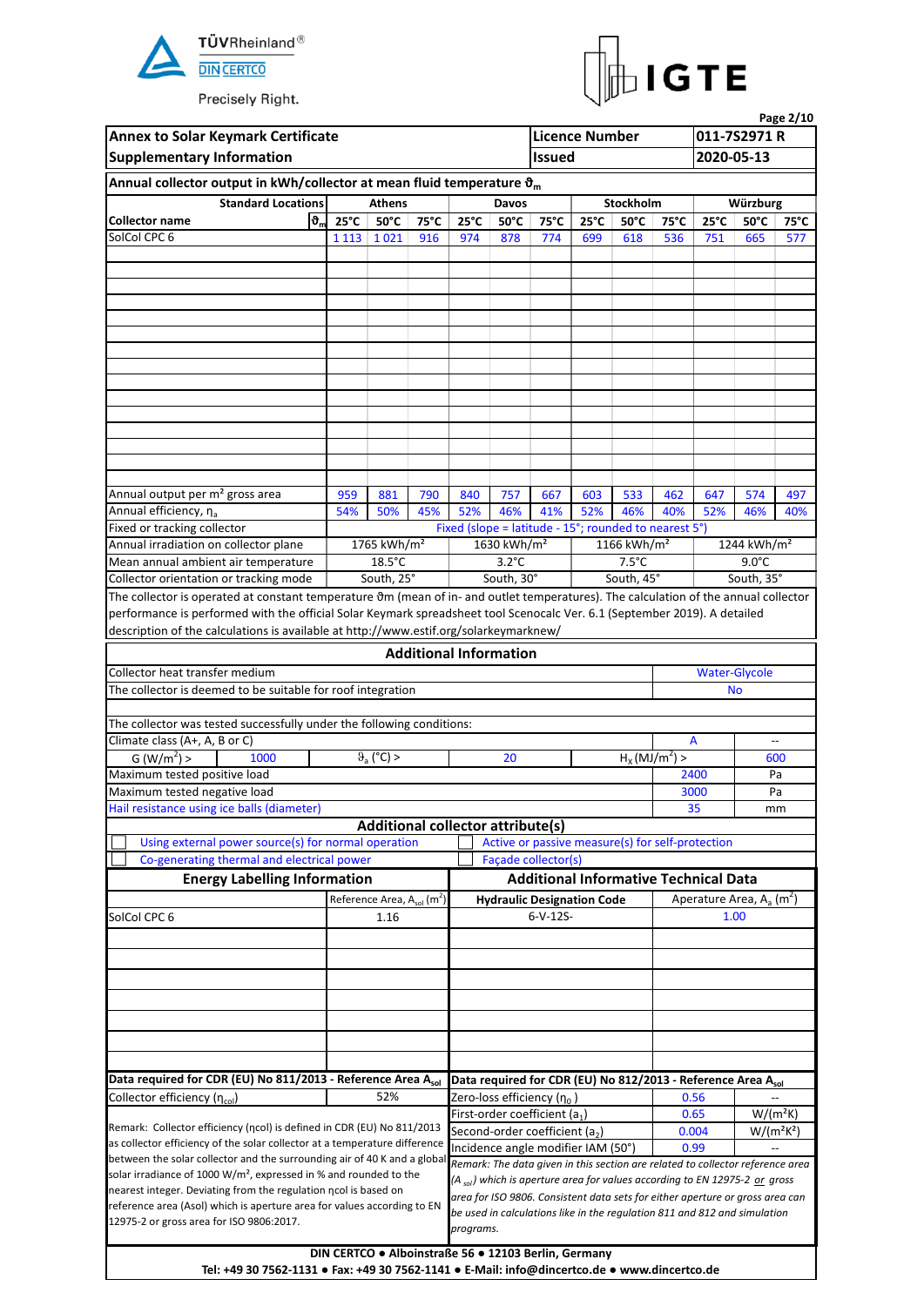| Annex to Solar Keymark Certificate | Licence Number | 011-7S2971 R |
|---|---|---|
| Supplementary Information | Issued | 2020-05-13 |

**Annual collector output in kWh/collector at mean fluid temperature $\vartheta_m$**

| Standard Locations | Athens | | | Davos | | | Stockholm | | | Würzburg | | |
|---|---|---|---|---|---|---|---|---|---|---|---|---|
| Collector name $\vartheta_m$ | 25°C | 50°C | 75°C | 25°C | 50°C | 75°C | 25°C | 50°C | 75°C | 25°C | 50°C | 75°C |
| SolCol CPC 6 | 1 113 | 1 021 | 916 | 974 | 878 | 774 | 699 | 618 | 536 | 751 | 665 | 577 |
| Annual output per m² gross area | 959 | 881 | 790 | 840 | 757 | 667 | 603 | 533 | 462 | 647 | 574 | 497 |
| Annual efficiency, $\eta_a$ | 54% | 50% | 45% | 52% | 46% | 41% | 52% | 46% | 40% | 52% | 46% | 40% |
| Fixed or tracking collector | Fixed (slope = latitude - 15°; rounded to nearest 5°) | | | | | | | | | | | |
| Annual irradiation on collector plane | 1765 kWh/m² | | | 1630 kWh/m² | | | 1166 kWh/m² | | | 1244 kWh/m² | | |
| Mean annual ambient air temperature | 18.5°C | | | 3.2°C | | | 7.5°C | | | 9.0°C | | |
| Collector orientation or tracking mode | South, 25° | | | South, 30° | | | South, 45° | | | South, 35° | | |

The collector is operated at constant temperature ϑm (mean of in- and outlet temperatures). The calculation of the annual collector performance is performed with the official Solar Keymark spreadsheet tool Scenocalc Ver. 6.1 (September 2019). A detailed description of the calculations is available at http://www.estif.org/solarkeymarknew/

## Additional Information

| | |
|---|---|
| Collector heat transfer medium | Water-Glycole |
| The collector is deemed to be suitable for roof integration | No |

The collector was tested successfully under the following conditions:

| | | | | | |
|---|---|---|---|---|---|
| Climate class (A+, A, B or C) | | | | A | -- |
| G (W/m²) > | 1000 | $\vartheta_a$ (°C) > | 20 | $H_x$ (MJ/m²) > | 600 |
| Maximum tested positive load | | | | 2400 | Pa |
| Maximum tested negative load | | | | 3000 | Pa |
| Hail resistance using ice balls (diameter) | | | | 35 | mm |

### Additional collector attribute(s)

- ☐ Using external power source(s) for normal operation
- ☐ Active or passive measure(s) for self-protection
- ☐ Co-generating thermal and electrical power
- ☐ Façade collector(s)

| Energy Labelling Information | | Additional Informative Technical Data | |
|---|---|---|---|
| | Reference Area, $A_{sol}$ (m²) | Hydraulic Designation Code | Aperature Area, $A_a$ (m²) |
| SolCol CPC 6 | 1.16 | 6-V-12S- | 1.00 |

**Data required for CDR (EU) No 811/2013 - Reference Area $A_{sol}$**

| | |
|---|---|
| Collector efficiency ($\eta_{col}$) | 52% |

Remark: Collector efficiency (ηcol) is defined in CDR (EU) No 811/2013 as collector efficiency of the solar collector at a temperature difference between the solar collector and the surrounding air of 40 K and a global solar irradiance of 1000 W/m², expressed in % and rounded to the nearest integer. Deviating from the regulation ηcol is based on reference area (Asol) which is aperture area for values according to EN 12975-2 or gross area for ISO 9806:2017.

**Data required for CDR (EU) No 812/2013 - Reference Area $A_{sol}$**

| | | |
|---|---|---|
| Zero-loss efficiency ($\eta_0$) | 0.56 | -- |
| First-order coefficient ($a_1$) | 0.65 | W/(m²K) |
| Second-order coefficient ($a_2$) | 0.004 | W/(m²K²) |
| Incidence angle modifier IAM (50°) | 0.99 | -- |

*Remark: The data given in this section are related to collector reference area ($A_{sol}$) which is aperture area for values according to EN 12975-2 or gross area for ISO 9806. Consistent data sets for either aperture area or gross area can be used in calculations like in the regulation 811 and 812 and simulation programs.*

**DIN CERTCO ● Alboinstraße 56 ● 12103 Berlin, Germany**
**Tel: +49 30 7562-1131 ● Fax: +49 30 7562-1141 ● E-Mail: info@dincertco.de ● www.dincertco.de**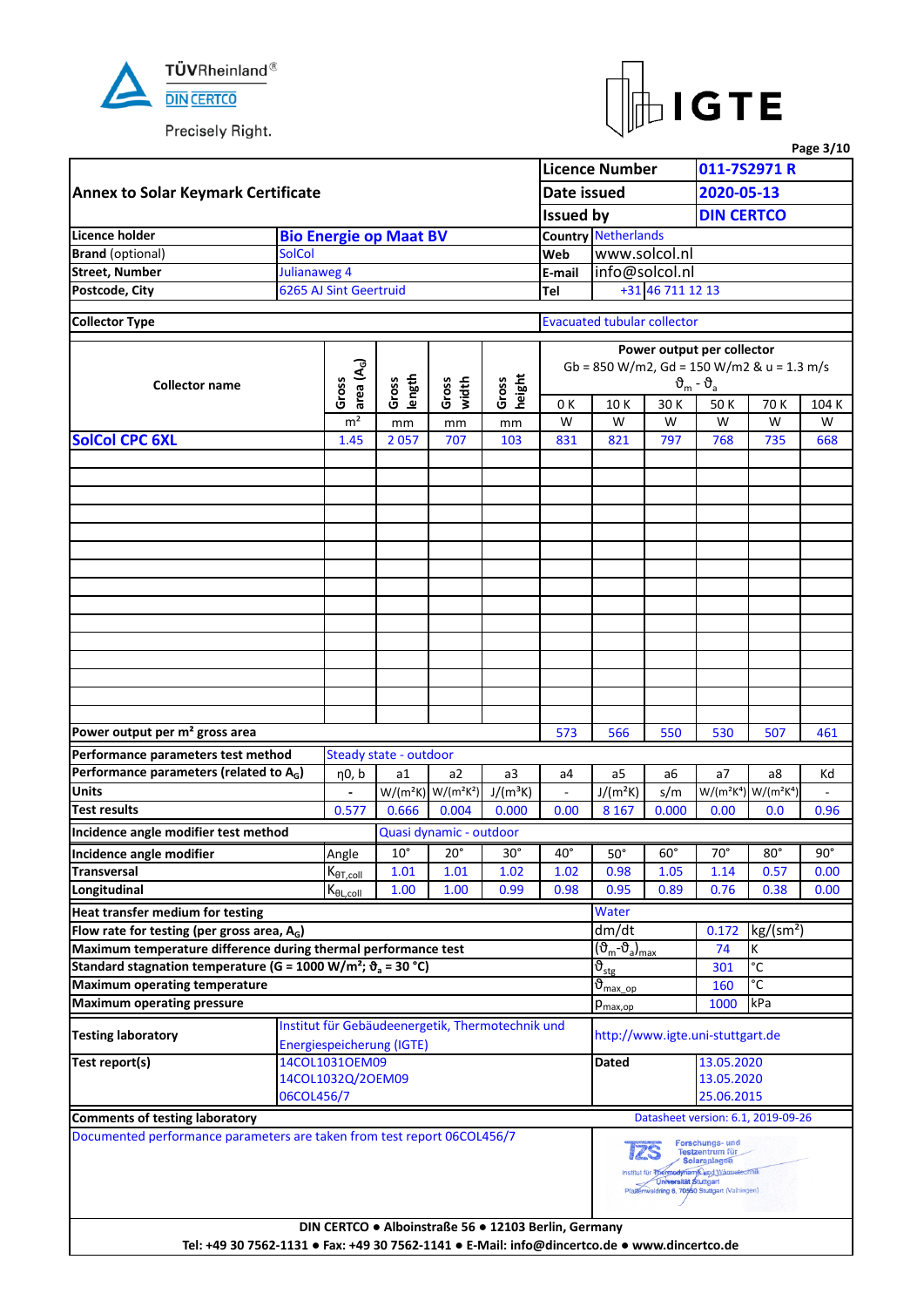TÜVRheinland® DIN CERTCO Precisely Right.

IGTE

## Annex to Solar Keymark Certificate

| | |
|---|---|
| Licence Number | 011-7S2971 R |
| Date issued | 2020-05-13 |
| Issued by | DIN CERTCO |

| | | | |
|---|---|---|---|
| Licence holder | Bio Energie op Maat BV | Country | Netherlands |
| **Brand** (optional) | SolCol | Web | www.solcol.nl |
| Street, Number | Julianaweg 4 | E-mail | info@solcol.nl |
| Postcode, City | 6265 AJ Sint Geertruid | Tel | +31 46 711 12 13 |

**Collector Type:** Evacuated tubular collector

| Collector name | Gross area ($A_G$) | Gross length | Gross width | Gross height | Power output per collector Gb = 850 W/m2, Gd = 150 W/m2 & u = 1.3 m/s $\vartheta_m - \vartheta_a$ | | | | | |
|---|---|---|---|---|---|---|---|---|---|---|
| | | | | | 0 K | 10 K | 30 K | 50 K | 70 K | 104 K |
| | m² | mm | mm | mm | W | W | W | W | W | W |
| **SolCol CPC 6XL** | 1.45 | 2 057 | 707 | 103 | 831 | 821 | 797 | 768 | 735 | 668 |
| Power output per m² gross area | | | | | 573 | 566 | 550 | 530 | 507 | 461 |

Performance parameters test method: Steady state - outdoor

| Performance parameters (related to $A_G$) | η0, b | a1 | a2 | a3 | a4 | a5 | a6 | a7 | a8 | Kd |
|---|---|---|---|---|---|---|---|---|---|---|
| Units | - | W/(m²K) | W/(m²K²) | J/(m³K) | - | J/(m²K) | s/m | W/(m²K⁴) | W/(m²K⁴) | - |
| Test results | 0.577 | 0.666 | 0.004 | 0.000 | 0.00 | 8 167 | 0.000 | 0.00 | 0.0 | 0.96 |

Incidence angle modifier test method: Quasi dynamic - outdoor

| Incidence angle modifier | Angle | 10° | 20° | 30° | 40° | 50° | 60° | 70° | 80° | 90° |
|---|---|---|---|---|---|---|---|---|---|---|
| Transversal | $K_{\theta T,coll}$ | 1.01 | 1.01 | 1.02 | 1.02 | 0.98 | 1.05 | 1.14 | 0.57 | 0.00 |
| Longitudinal | $K_{\theta L,coll}$ | 1.00 | 1.00 | 0.99 | 0.98 | 0.95 | 0.89 | 0.76 | 0.38 | 0.00 |

| | | | |
|---|---|---|---|
| Heat transfer medium for testing | Water | | |
| Flow rate for testing (per gross area, $A_G$) | dm/dt | 0.172 | kg/(sm²) |
| Maximum temperature difference during thermal performance test | $(\vartheta_m-\vartheta_a)_{max}$ | 74 | K |
| Standard stagnation temperature (G = 1000 W/m²; $\vartheta_a$ = 30 °C) | $\vartheta_{stg}$ | 301 | °C |
| Maximum operating temperature | $\vartheta_{max\_op}$ | 160 | °C |
| Maximum operating pressure | $p_{max,op}$ | 1000 | kPa |

| | | | |
|---|---|---|---|
| Testing laboratory | Institut für Gebäudeenergetik, Thermotechnik und Energiespeicherung (IGTE) | http://www.igte.uni-stuttgart.de | |
| Test report(s) | 14COL1031OEM09 | Dated | 13.05.2020 |
| | 14COL1032Q/2OEM09 | | 13.05.2020 |
| | 06COL456/7 | | 25.06.2015 |

**Comments of testing laboratory** — Datasheet version: 6.1, 2019-09-26

Documented performance parameters are taken from test report 06COL456/7

TZS Forschungs- und Testzentrum für Solaranlagen, Institut für Thermodynamik und Wärmetechnik, Universität Stuttgart, Pfaffenwaldring 6, 70550 Stuttgart (Vaihingen)

**DIN CERTCO ● Alboinstraße 56 ● 12103 Berlin, Germany**
**Tel: +49 30 7562-1131 ● Fax: +49 30 7562-1141 ● E-Mail: info@dincertco.de ● www.dincertco.de**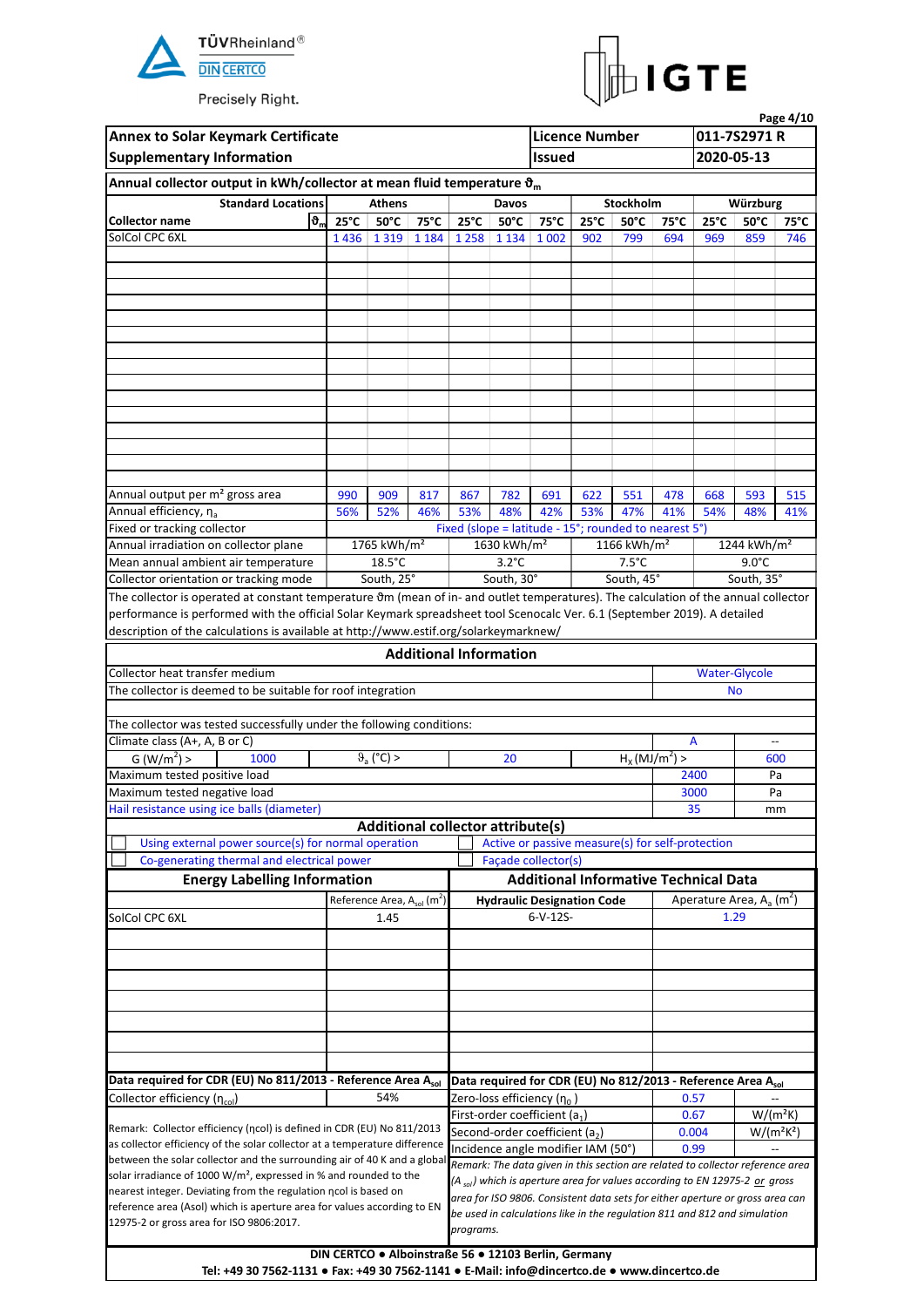| Annex to Solar Keymark Certificate | Licence Number | 011-7S2971 R |
|---|---|---|
| Supplementary Information | Issued | 2020-05-13 |

**Annual collector output in kWh/collector at mean fluid temperature $\vartheta_m$**

| Standard Locations | Athens | | | Davos | | | Stockholm | | | Würzburg | | |
|---|---|---|---|---|---|---|---|---|---|---|---|---|
| Collector name $\vartheta_m$ | 25°C | 50°C | 75°C | 25°C | 50°C | 75°C | 25°C | 50°C | 75°C | 25°C | 50°C | 75°C |
| SolCol CPC 6XL | 1 436 | 1 319 | 1 184 | 1 258 | 1 134 | 1 002 | 902 | 799 | 694 | 969 | 859 | 746 |
| Annual output per m² gross area | 990 | 909 | 817 | 867 | 782 | 691 | 622 | 551 | 478 | 668 | 593 | 515 |
| Annual efficiency, $\eta_a$ | 56% | 52% | 46% | 53% | 48% | 42% | 53% | 47% | 41% | 54% | 48% | 41% |
| Fixed or tracking collector | Fixed (slope = latitude - 15°; rounded to nearest 5°) | | | | | | | | | | | |
| Annual irradiation on collector plane | 1765 kWh/m² | | | 1630 kWh/m² | | | 1166 kWh/m² | | | 1244 kWh/m² | | |
| Mean annual ambient air temperature | 18.5°C | | | 3.2°C | | | 7.5°C | | | 9.0°C | | |
| Collector orientation or tracking mode | South, 25° | | | South, 30° | | | South, 45° | | | South, 35° | | |

The collector is operated at constant temperature ϑm (mean of in- and outlet temperatures). The calculation of the annual collector performance is performed with the official Solar Keymark spreadsheet tool Scenocalc Ver. 6.1 (September 2019). A detailed description of the calculations is available at http://www.estif.org/solarkeymarknew/

## Additional Information

| | |
|---|---|
| Collector heat transfer medium | Water-Glycole |
| The collector is deemed to be suitable for roof integration | No |

The collector was tested successfully under the following conditions:

| | | | | | |
|---|---|---|---|---|---|
| Climate class (A+, A, B or C) | | | | A | -- |
| G (W/m²) > | 1000 | $\vartheta_a$ (°C) > | 20 | $H_x$ (MJ/m²) > | 600 |
| Maximum tested positive load | | | | 2400 | Pa |
| Maximum tested negative load | | | | 3000 | Pa |
| Hail resistance using ice balls (diameter) | | | | 35 | mm |

**Additional collector attribute(s)**

- ☐ Using external power source(s) for normal operation
- ☐ Active or passive measure(s) for self-protection
- ☐ Co-generating thermal and electrical power
- ☐ Façade collector(s)

**Energy Labelling Information** / **Additional Informative Technical Data**

| | Reference Area, $A_{sol}$ (m²) | Hydraulic Designation Code | Aperature Area, $A_a$ (m²) |
|---|---|---|---|
| SolCol CPC 6XL | 1.45 | 6-V-12S- | 1.29 |

**Data required for CDR (EU) No 811/2013 - Reference Area $A_{sol}$**

| | |
|---|---|
| Collector efficiency ($\eta_{col}$) | 54% |

Remark: Collector efficiency (ηcol) is defined in CDR (EU) No 811/2013 as collector efficiency of the solar collector at a temperature difference between the solar collector and the surrounding air of 40 K and a global solar irradiance of 1000 W/m², expressed in % and rounded to the nearest integer. Deviating from the regulation ηcol is based on reference area (Asol) which is aperture area for values according to EN 12975-2 or gross area for ISO 9806:2017.

**Data required for CDR (EU) No 812/2013 - Reference Area $A_{sol}$**

| | | |
|---|---|---|
| Zero-loss efficiency ($\eta_0$) | 0.57 | -- |
| First-order coefficient ($a_1$) | 0.67 | W/(m²K) |
| Second-order coefficient ($a_2$) | 0.004 | W/(m²K²) |
| Incidence angle modifier IAM (50°) | 0.99 | -- |

*Remark: The data given in this section are related to collector reference area ($A_{sol}$) which is aperture area for values according to EN 12975-2 or gross area for ISO 9806. Consistent data sets for either aperture or gross area can be used in calculations like in the regulation 811 and 812 and simulation programs.*

**DIN CERTCO ● Alboinstraße 56 ● 12103 Berlin, Germany**
**Tel: +49 30 7562-1131 ● Fax: +49 30 7562-1141 ● E-Mail: info@dincertco.de ● www.dincertco.de**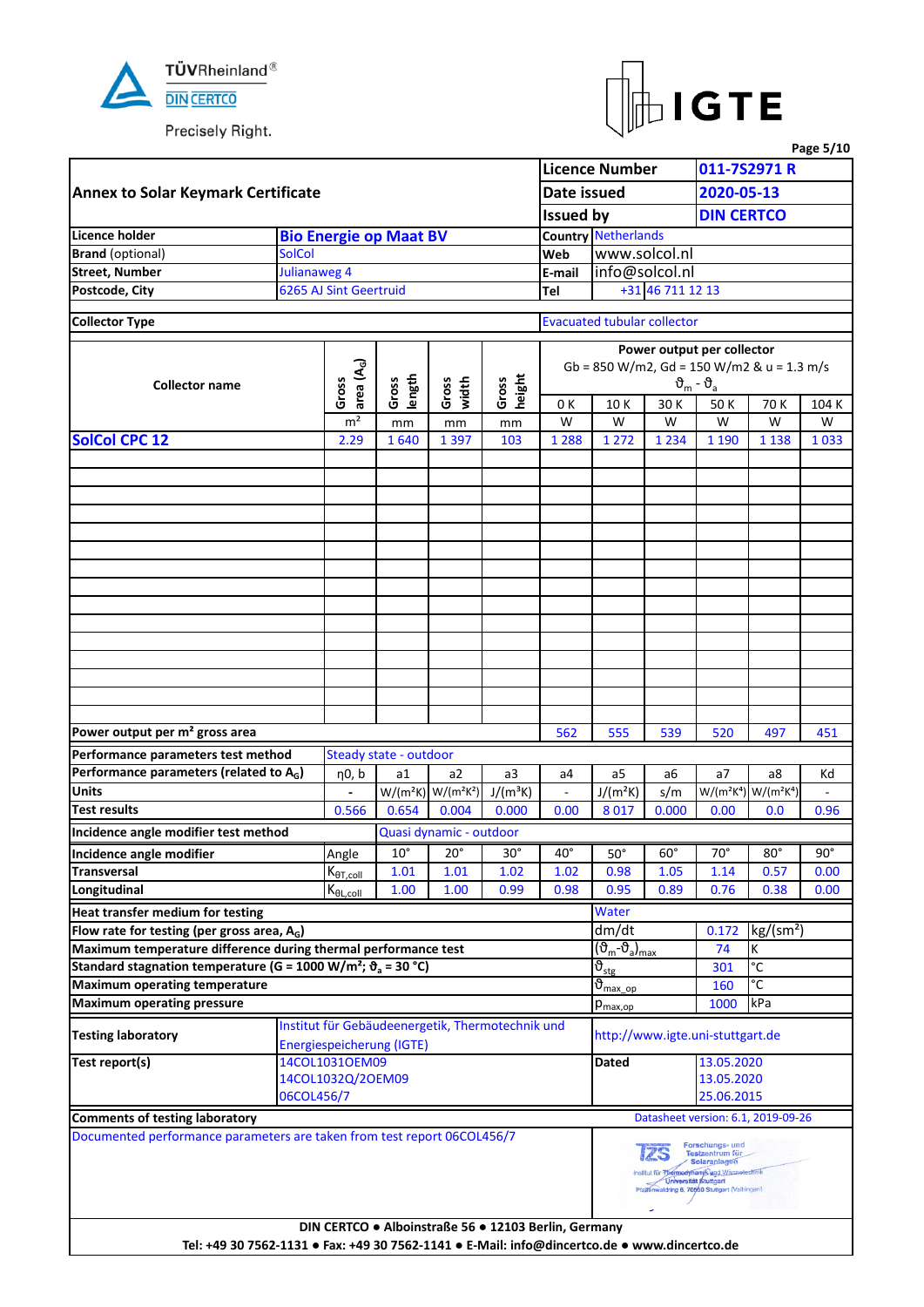TÜVRheinland®
DIN CERTCO
Precisely Right.

IGTE

## Annex to Solar Keymark Certificate

| | |
|---|---|
| Licence Number | 011-7S2971 R |
| Date issued | 2020-05-13 |
| Issued by | DIN CERTCO |

| | | | |
|---|---|---|---|
| **Licence holder** | Bio Energie op Maat BV | **Country** | Netherlands |
| **Brand** (optional) | SolCol | **Web** | www.solcol.nl |
| **Street, Number** | Julianaweg 4 | **E-mail** | info@solcol.nl |
| **Postcode, City** | 6265 AJ Sint Geertruid | **Tel** | +31 46 711 12 13 |

| | |
|---|---|
| **Collector Type** | Evacuated tubular collector |

| Collector name | Gross area ($A_G$) | Gross length | Gross width | Gross height | Power output per collector: Gb = 850 W/m2, Gd = 150 W/m2 & u = 1.3 m/s, $\vartheta_m - \vartheta_a$ 0 K | 10 K | 30 K | 50 K | 70 K | 104 K |
|---|---|---|---|---|---|---|---|---|---|---|
| | m² | mm | mm | mm | W | W | W | W | W | W |
| **SolCol CPC 12** | 2.29 | 1 640 | 1 397 | 103 | 1 288 | 1 272 | 1 234 | 1 190 | 1 138 | 1 033 |
| **Power output per m² gross area** | | | | | 562 | 555 | 539 | 520 | 497 | 451 |

| | | | | | | | | | | |
|---|---|---|---|---|---|---|---|---|---|---|
| **Performance parameters test method** | Steady state - outdoor | | | | | | | | | |
| **Performance parameters (related to $A_G$)** | η0, b | a1 | a2 | a3 | a4 | a5 | a6 | a7 | a8 | Kd |
| **Units** | - | W/(m²K) | W/(m²K²) | J/(m³K) | - | J/(m²K) | s/m | W/(m²K⁴) | W/(m²K⁴) | - |
| **Test results** | 0.566 | 0.654 | 0.004 | 0.000 | 0.00 | 8 017 | 0.000 | 0.00 | 0.0 | 0.96 |

| | | | | | | | | | | |
|---|---|---|---|---|---|---|---|---|---|---|
| **Incidence angle modifier test method** | Quasi dynamic - outdoor | | | | | | | | | |
| **Incidence angle modifier** | Angle | 10° | 20° | 30° | 40° | 50° | 60° | 70° | 80° | 90° |
| **Transversal** | $K_{\theta T,coll}$ | 1.01 | 1.01 | 1.02 | 1.02 | 0.98 | 1.05 | 1.14 | 0.57 | 0.00 |
| **Longitudinal** | $K_{\theta L,coll}$ | 1.00 | 1.00 | 0.99 | 0.98 | 0.95 | 0.89 | 0.76 | 0.38 | 0.00 |

| | | | |
|---|---|---|---|
| **Heat transfer medium for testing** | Water | | |
| **Flow rate for testing (per gross area, $A_G$)** | dm/dt | 0.172 | kg/(sm²) |
| **Maximum temperature difference during thermal performance test** | $(\vartheta_m - \vartheta_a)_{max}$ | 74 | K |
| **Standard stagnation temperature (G = 1000 W/m²; $\vartheta_a$ = 30 °C)** | $\vartheta_{stg}$ | 301 | °C |
| **Maximum operating temperature** | $\vartheta_{max\_op}$ | 160 | °C |
| **Maximum operating pressure** | $p_{max,op}$ | 1000 | kPa |

| | | | |
|---|---|---|---|
| **Testing laboratory** | Institut für Gebäudeenergetik, Thermotechnik und Energiespeicherung (IGTE) | http://www.igte.uni-stuttgart.de | |
| **Test report(s)** | 14COL1031OEM09 | **Dated** | 13.05.2020 |
| | 14COL1032Q/2OEM09 | | 13.05.2020 |
| | 06COL456/7 | | 25.06.2015 |

**Comments of testing laboratory** — Datasheet version: 6.1, 2019-09-26

Documented performance parameters are taken from test report 06COL456/7

TZS Forschungs- und Testzentrum für Solaranlagen, Institut für Thermodynamik und Wärmetechnik, Universität Stuttgart, Pfaffenwaldring 6, 70550 Stuttgart (Vaihingen)

**DIN CERTCO ● Alboinstraße 56 ● 12103 Berlin, Germany**
**Tel: +49 30 7562-1131 ● Fax: +49 30 7562-1141 ● E-Mail: info@dincertco.de ● www.dincertco.de**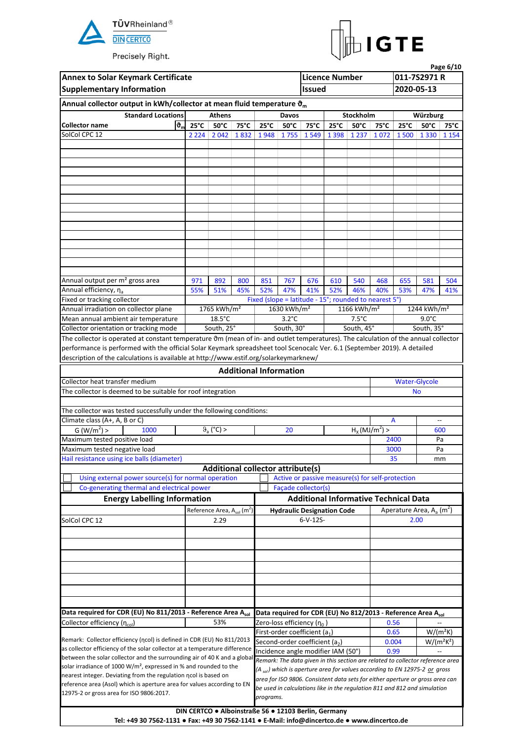TÜVRheinland®
DIN CERTCO
Precisely Right.

IGTE

| Annex to Solar Keymark Certificate | Licence Number | 011-7S2971 R |
|---|---|---|
| Supplementary Information | Issued | 2020-05-13 |

## Annual collector output in kWh/collector at mean fluid temperature $\vartheta_m$

| Standard Locations | Athens | | | Davos | | | Stockholm | | | Würzburg | | |
|---|---|---|---|---|---|---|---|---|---|---|---|---|
| Collector name / $\vartheta_m$ | 25°C | 50°C | 75°C | 25°C | 50°C | 75°C | 25°C | 50°C | 75°C | 25°C | 50°C | 75°C |
| SolCol CPC 12 | 2 224 | 2 042 | 1 832 | 1 948 | 1 755 | 1 549 | 1 398 | 1 237 | 1 072 | 1 500 | 1 330 | 1 154 |
| Annual output per m² gross area | 971 | 892 | 800 | 851 | 767 | 676 | 610 | 540 | 468 | 655 | 581 | 504 |
| Annual efficiency, $\eta_a$ | 55% | 51% | 45% | 52% | 47% | 41% | 52% | 46% | 40% | 53% | 47% | 41% |
| Fixed or tracking collector | Fixed (slope = latitude - 15°; rounded to nearest 5°) | | | | | | | | | | | |
| Annual irradiation on collector plane | 1765 kWh/m² | | | 1630 kWh/m² | | | 1166 kWh/m² | | | 1244 kWh/m² | | |
| Mean annual ambient air temperature | 18.5°C | | | 3.2°C | | | 7.5°C | | | 9.0°C | | |
| Collector orientation or tracking mode | South, 25° | | | South, 30° | | | South, 45° | | | South, 35° | | |

The collector is operated at constant temperature ϑm (mean of in- and outlet temperatures). The calculation of the annual collector performance is performed with the official Solar Keymark spreadsheet tool Scenocalc Ver. 6.1 (September 2019). A detailed description of the calculations is available at http://www.estif.org/solarkeymarknew/

## Additional Information

| | |
|---|---|
| Collector heat transfer medium | Water-Glycole |
| The collector is deemed to be suitable for roof integration | No |

The collector was tested successfully under the following conditions:

| | | | | | |
|---|---|---|---|---|---|
| Climate class (A+, A, B or C) | | | | A | -- |
| G (W/m²) > | 1000 | $\vartheta_a$ (°C) > | 20 | $H_x$ (MJ/m²) > | 600 |
| Maximum tested positive load | | | | 2400 | Pa |
| Maximum tested negative load | | | | 3000 | Pa |
| Hail resistance using ice balls (diameter) | | | | 35 | mm |

## Additional collector attribute(s)

- ☐ Using external power source(s) for normal operation
- ☐ Active or passive measure(s) for self-protection
- ☐ Co-generating thermal and electrical power
- ☐ Façade collector(s)

| Energy Labelling Information | | Additional Informative Technical Data | |
|---|---|---|---|
| | Reference Area, $A_{sol}$ (m²) | Hydraulic Designation Code | Aperature Area, $A_a$ (m²) |
| SolCol CPC 12 | 2.29 | 6-V-12S- | 2.00 |

| Data required for CDR (EU) No 811/2013 - Reference Area $A_{sol}$ | |
|---|---|
| Collector efficiency ($\eta_{col}$) | 53% |

Remark: Collector efficiency (ηcol) is defined in CDR (EU) No 811/2013 as collector efficiency of the solar collector at a temperature difference between the solar collector and the surrounding air of 40 K and a global solar irradiance of 1000 W/m², expressed in % and rounded to the nearest integer. Deviating from the regulation ηcol is based on reference area (Asol) which is aperture area for values according to EN 12975-2 or gross area for ISO 9806:2017.

| Data required for CDR (EU) No 812/2013 - Reference Area $A_{sol}$ | | |
|---|---|---|
| Zero-loss efficiency ($\eta_0$) | 0.56 | -- |
| First-order coefficient ($a_1$) | 0.65 | W/(m²K) |
| Second-order coefficient ($a_2$) | 0.004 | W/(m²K²) |
| Incidence angle modifier IAM (50°) | 0.99 | -- |

*Remark: The data given in this section are related to collector reference area ($A_{sol}$) which is aperture area for values according to EN 12975-2 or gross area for ISO 9806. Consistent data sets for either aperture or gross area can be used in calculations like in the regulation 811 and 812 and simulation programs.*

**DIN CERTCO ● Alboinstraße 56 ● 12103 Berlin, Germany**
**Tel: +49 30 7562-1131 ● Fax: +49 30 7562-1141 ● E-Mail: info@dincertco.de ● www.dincertco.de**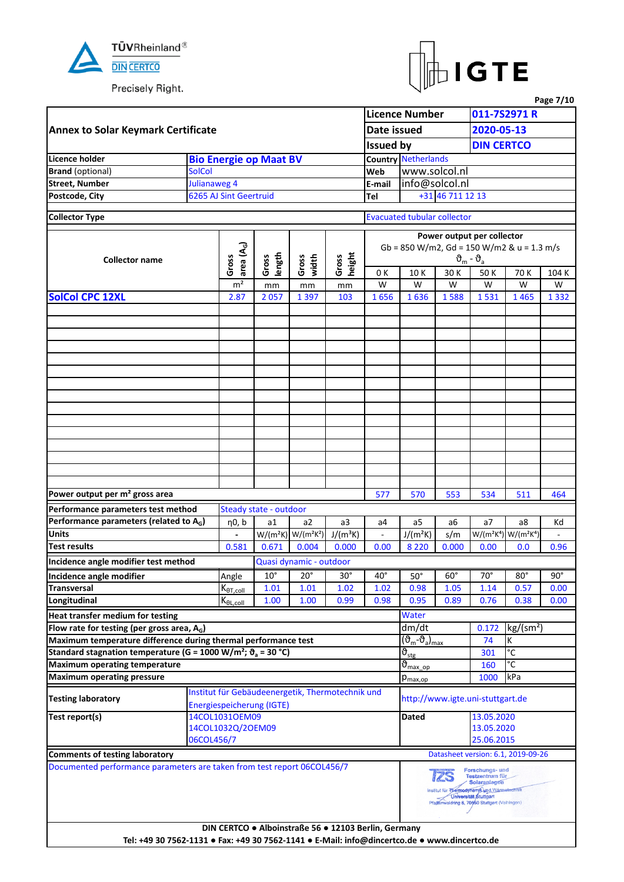TÜVRheinland®
DIN CERTCO
Precisely Right.

IGTE

## Annex to Solar Keymark Certificate

| | |
|---|---|
| Licence Number | 011-7S2971 R |
| Date issued | 2020-05-13 |
| Issued by | DIN CERTCO |

| | | | |
|---|---|---|---|
| Licence holder | Bio Energie op Maat BV | Country | Netherlands |
| **Brand** (optional) | SolCol | Web | www.solcol.nl |
| Street, Number | Julianaweg 4 | E-mail | info@solcol.nl |
| Postcode, City | 6265 AJ Sint Geertruid | Tel | +31 46 711 12 13 |

**Collector Type**: Evacuated tubular collector

| Collector name | Gross area ($A_G$) | Gross length | Gross width | Gross height | Power output per collector, Gb = 850 W/m2, Gd = 150 W/m2 & u = 1.3 m/s, $\vartheta_m - \vartheta_a$: 0 K | 10 K | 30 K | 50 K | 70 K | 104 K |
|---|---|---|---|---|---|---|---|---|---|---|
| | $m^2$ | mm | mm | mm | W | W | W | W | W | W |
| **SolCol CPC 12XL** | 2.87 | 2 057 | 1 397 | 103 | 1 656 | 1 636 | 1 588 | 1 531 | 1 465 | 1 332 |
| Power output per m² gross area | | | | | 577 | 570 | 553 | 534 | 511 | 464 |

| Performance parameters test method | Steady state - outdoor | | | | | | | | | |
|---|---|---|---|---|---|---|---|---|---|---|
| Performance parameters (related to $A_G$) | η0, b | a1 | a2 | a3 | a4 | a5 | a6 | a7 | a8 | Kd |
| Units | - | W/(m²K) | W/(m²K²) | J/(m³K) | - | J/(m²K) | s/m | W/(m²K⁴) | W/(m²K⁴) | - |
| Test results | 0.581 | 0.671 | 0.004 | 0.000 | 0.00 | 8 220 | 0.000 | 0.00 | 0.0 | 0.96 |

| Incidence angle modifier test method | Quasi dynamic - outdoor | | | | | | | | | |
|---|---|---|---|---|---|---|---|---|---|---|
| Incidence angle modifier | Angle | 10° | 20° | 30° | 40° | 50° | 60° | 70° | 80° | 90° |
| Transversal | $K_{\theta T,coll}$ | 1.01 | 1.01 | 1.02 | 1.02 | 0.98 | 1.05 | 1.14 | 0.57 | 0.00 |
| Longitudinal | $K_{\theta L,coll}$ | 1.00 | 1.00 | 0.99 | 0.98 | 0.95 | 0.89 | 0.76 | 0.38 | 0.00 |

| | | | |
|---|---|---|---|
| Heat transfer medium for testing | Water | | |
| Flow rate for testing (per gross area, $A_G$) | dm/dt | 0.172 | kg/(sm²) |
| Maximum temperature difference during thermal performance test | $(\vartheta_m-\vartheta_a)_{max}$ | 74 | K |
| Standard stagnation temperature (G = 1000 W/m²; $\vartheta_a$ = 30 °C) | $\vartheta_{stg}$ | 301 | °C |
| Maximum operating temperature | $\vartheta_{max\_op}$ | 160 | °C |
| Maximum operating pressure | $p_{max,op}$ | 1000 | kPa |

| | | | |
|---|---|---|---|
| Testing laboratory | Institut für Gebäudeenergetik, Thermotechnik und Energiespeicherung (IGTE) | http://www.igte.uni-stuttgart.de | |
| Test report(s) | 14COL1031OEM09<br>14COL1032Q/2OEM09<br>06COL456/7 | Dated | 13.05.2020<br>13.05.2020<br>25.06.2015 |

**Comments of testing laboratory** — Datasheet version: 6.1, 2019-09-26

Documented performance parameters are taken from test report 06COL456/7

TZS Forschungs- und Testzentrum für Solaranlagen, Institut für Thermodynamik und Wärmetechnik, Universität Stuttgart, Pfaffenwaldring 6, 70550 Stuttgart (Vaihingen)

DIN CERTCO ● Alboinstraße 56 ● 12103 Berlin, Germany
Tel: +49 30 7562-1131 ● Fax: +49 30 7562-1141 ● E-Mail: info@dincertco.de ● www.dincertco.de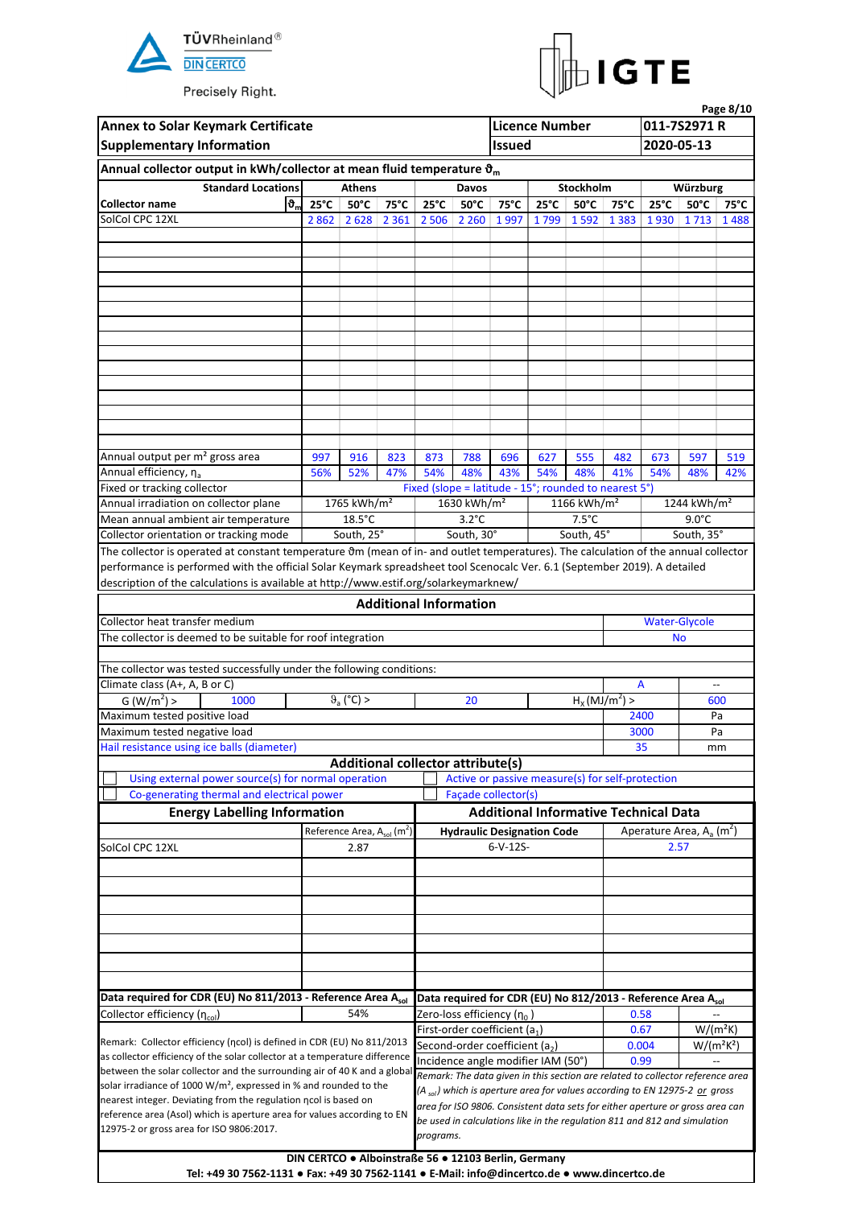TÜVRheinland® DIN CERTCO Precisely Right.

IGTE

| Annex to Solar Keymark Certificate | Licence Number | 011-7S2971 R |
|---|---|---|
| Supplementary Information | Issued | 2020-05-13 |

**Annual collector output in kWh/collector at mean fluid temperature $\vartheta_m$**

| Standard Locations | Athens | | | Davos | | | Stockholm | | | Würzburg | | |
|---|---|---|---|---|---|---|---|---|---|---|---|---|
| Collector name $\vartheta_m$ | 25°C | 50°C | 75°C | 25°C | 50°C | 75°C | 25°C | 50°C | 75°C | 25°C | 50°C | 75°C |
| SolCol CPC 12XL | 2 862 | 2 628 | 2 361 | 2 506 | 2 260 | 1 997 | 1 799 | 1 592 | 1 383 | 1 930 | 1 713 | 1 488 |
| Annual output per m² gross area | 997 | 916 | 823 | 873 | 788 | 696 | 627 | 555 | 482 | 673 | 597 | 519 |
| Annual efficiency, $\eta_a$ | 56% | 52% | 47% | 54% | 48% | 43% | 54% | 48% | 41% | 54% | 48% | 42% |
| Fixed or tracking collector | Fixed (slope = latitude - 15°; rounded to nearest 5°) | | | | | | | | | | | |
| Annual irradiation on collector plane | 1765 kWh/m² | | | 1630 kWh/m² | | | 1166 kWh/m² | | | 1244 kWh/m² | | |
| Mean annual ambient air temperature | 18.5°C | | | 3.2°C | | | 7.5°C | | | 9.0°C | | |
| Collector orientation or tracking mode | South, 25° | | | South, 30° | | | South, 45° | | | South, 35° | | |

The collector is operated at constant temperature ϑm (mean of in- and outlet temperatures). The calculation of the annual collector performance is performed with the official Solar Keymark spreadsheet tool Scenocalc Ver. 6.1 (September 2019). A detailed description of the calculations is available at http://www.estif.org/solarkeymarknew/

## Additional Information

| | |
|---|---|
| Collector heat transfer medium | Water-Glycole |
| The collector is deemed to be suitable for roof integration | No |

The collector was tested successfully under the following conditions:

| | | | | | |
|---|---|---|---|---|---|
| Climate class (A+, A, B or C) | | | | A | -- |
| G (W/m²) > | 1000 | $\vartheta_a$ (°C) > | 20 | $H_x$ (MJ/m²) > | 600 |
| Maximum tested positive load | | | | 2400 | Pa |
| Maximum tested negative load | | | | 3000 | Pa |
| Hail resistance using ice balls (diameter) | | | | 35 | mm |

**Additional collector attribute(s)**

- ☐ Using external power source(s) for normal operation
- ☐ Active or passive measure(s) for self-protection
- ☐ Co-generating thermal and electrical power
- ☐ Façade collector(s)

| Energy Labelling Information | Reference Area, $A_{sol}$ (m²) | Hydraulic Designation Code | Aperature Area, $A_a$ (m²) |
|---|---|---|---|
| SolCol CPC 12XL | 2.87 | 6-V-12S- | 2.57 |

**Data required for CDR (EU) No 811/2013 - Reference Area $A_{sol}$**

| | |
|---|---|
| Collector efficiency ($\eta_{col}$) | 54% |

Remark: Collector efficiency (ηcol) is defined in CDR (EU) No 811/2013 as collector efficiency of the solar collector at a temperature difference between the solar collector and the surrounding air of 40 K and a global solar irradiance of 1000 W/m², expressed in % and rounded to the nearest integer. Deviating from the regulation ηcol is based on reference area (Asol) which is aperture area for values according to EN 12975-2 or gross area for ISO 9806:2017.

**Data required for CDR (EU) No 812/2013 - Reference Area $A_{sol}$**

| | | |
|---|---|---|
| Zero-loss efficiency ($\eta_0$) | 0.58 | -- |
| First-order coefficient ($a_1$) | 0.67 | W/(m²K) |
| Second-order coefficient ($a_2$) | 0.004 | W/(m²K²) |
| Incidence angle modifier IAM (50°) | 0.99 | -- |

*Remark: The data given in this section are related to collector reference area ($A_{sol}$) which is aperture area for values according to EN 12975-2 or gross area for ISO 9806. Consistent data sets for either aperture or gross area can be used in calculations like in the regulation 811 and 812 and simulation programs.*

**DIN CERTCO ● Alboinstraße 56 ● 12103 Berlin, Germany**
**Tel: +49 30 7562-1131 ● Fax: +49 30 7562-1141 ● E-Mail: info@dincertco.de ● www.dincertco.de**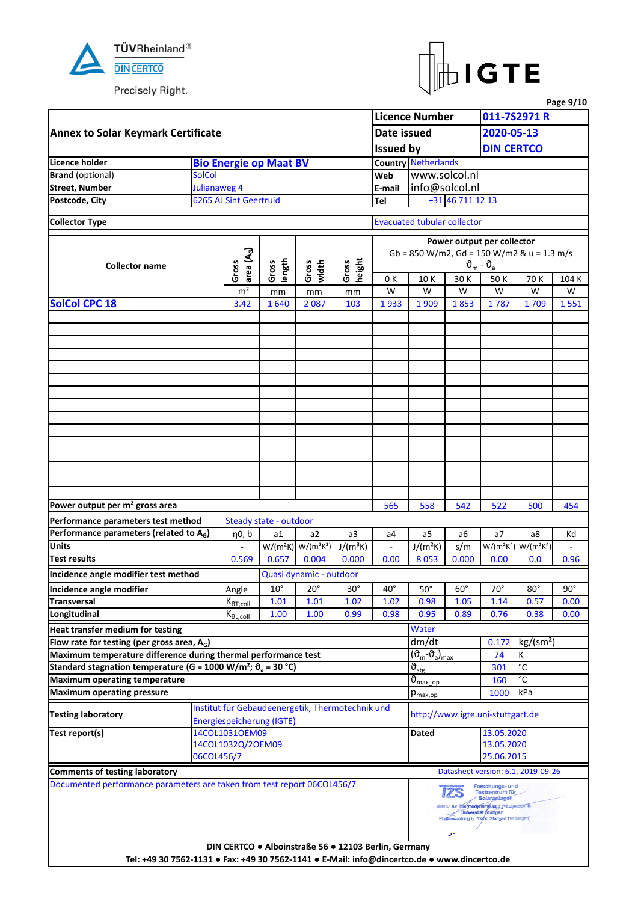# Annex to Solar Keymark Certificate

| | |
|---|---|
| **Licence Number** | 011-7S2971 R |
| **Date issued** | 2020-05-13 |
| **Issued by** | DIN CERTCO |

| | | | |
|---|---|---|---|
| **Licence holder** | **Bio Energie op Maat BV** | **Country** | Netherlands |
| **Brand** (optional) | SolCol | **Web** | www.solcol.nl |
| **Street, Number** | Julianaweg 4 | **E-mail** | info@solcol.nl |
| **Postcode, City** | 6265 AJ Sint Geertruid | **Tel** | +31 46 711 12 13 |

**Collector Type**: Evacuated tubular collector

| Collector name | Gross area ($A_G$) | Gross length | Gross width | Gross height | Power output per collector, Gb = 850 W/m2, Gd = 150 W/m2 & u = 1.3 m/s, $\vartheta_m - \vartheta_a$: 0 K | 10 K | 30 K | 50 K | 70 K | 104 K |
|---|---|---|---|---|---|---|---|---|---|---|
| | m² | mm | mm | mm | W | W | W | W | W | W |
| **SolCol CPC 18** | 3.42 | 1 640 | 2 087 | 103 | 1 933 | 1 909 | 1 853 | 1 787 | 1 709 | 1 551 |
| **Power output per m² gross area** | | | | | 565 | 558 | 542 | 522 | 500 | 454 |

**Performance parameters test method**: Steady state - outdoor

| Performance parameters (related to $A_G$) | η0, b | a1 | a2 | a3 | a4 | a5 | a6 | a7 | a8 | Kd |
|---|---|---|---|---|---|---|---|---|---|---|
| **Units** | - | W/(m²K) | W/(m²K²) | J/(m³K) | - | J/(m²K) | s/m | W/(m²K⁴) | W/(m²K⁴) | - |
| **Test results** | 0.569 | 0.657 | 0.004 | 0.000 | 0.00 | 8 053 | 0.000 | 0.00 | 0.0 | 0.96 |

**Incidence angle modifier test method**: Quasi dynamic - outdoor

| Incidence angle modifier | Angle | 10° | 20° | 30° | 40° | 50° | 60° | 70° | 80° | 90° |
|---|---|---|---|---|---|---|---|---|---|---|
| **Transversal** | $K_{\theta T,coll}$ | 1.01 | 1.01 | 1.02 | 1.02 | 0.98 | 1.05 | 1.14 | 0.57 | 0.00 |
| **Longitudinal** | $K_{\theta L,coll}$ | 1.00 | 1.00 | 0.99 | 0.98 | 0.95 | 0.89 | 0.76 | 0.38 | 0.00 |

| | | | |
|---|---|---|---|
| **Heat transfer medium for testing** | Water | | |
| **Flow rate for testing (per gross area, $A_G$)** | dm/dt | 0.172 | kg/(sm²) |
| **Maximum temperature difference during thermal performance test** | $(\vartheta_m-\vartheta_a)_{max}$ | 74 | K |
| **Standard stagnation temperature (G = 1000 W/m²; $\vartheta_a$ = 30 °C)** | $\vartheta_{stg}$ | 301 | °C |
| **Maximum operating temperature** | $\vartheta_{max\_op}$ | 160 | °C |
| **Maximum operating pressure** | $p_{max,op}$ | 1000 | kPa |

| | | | |
|---|---|---|---|
| **Testing laboratory** | Institut für Gebäudeenergetik, Thermotechnik und Energiespeicherung (IGTE) | http://www.igte.uni-stuttgart.de | |
| **Test report(s)** | 14COL1031OEM09<br>14COL1032Q/2OEM09<br>06COL456/7 | **Dated** | 13.05.2020<br>13.05.2020<br>25.06.2015 |

**Comments of testing laboratory** — Datasheet version: 6.1, 2019-09-26

Documented performance parameters are taken from test report 06COL456/7

TZS Forschungs- und Testzentrum für Solaranlagen, Institut für Thermodynamik und Wärmetechnik, Universität Stuttgart, Pfaffenwaldring 6, 70550 Stuttgart (Vaihingen)

DIN CERTCO ● Alboinstraße 56 ● 12103 Berlin, Germany
Tel: +49 30 7562-1131 ● Fax: +49 30 7562-1141 ● E-Mail: info@dincertco.de ● www.dincertco.de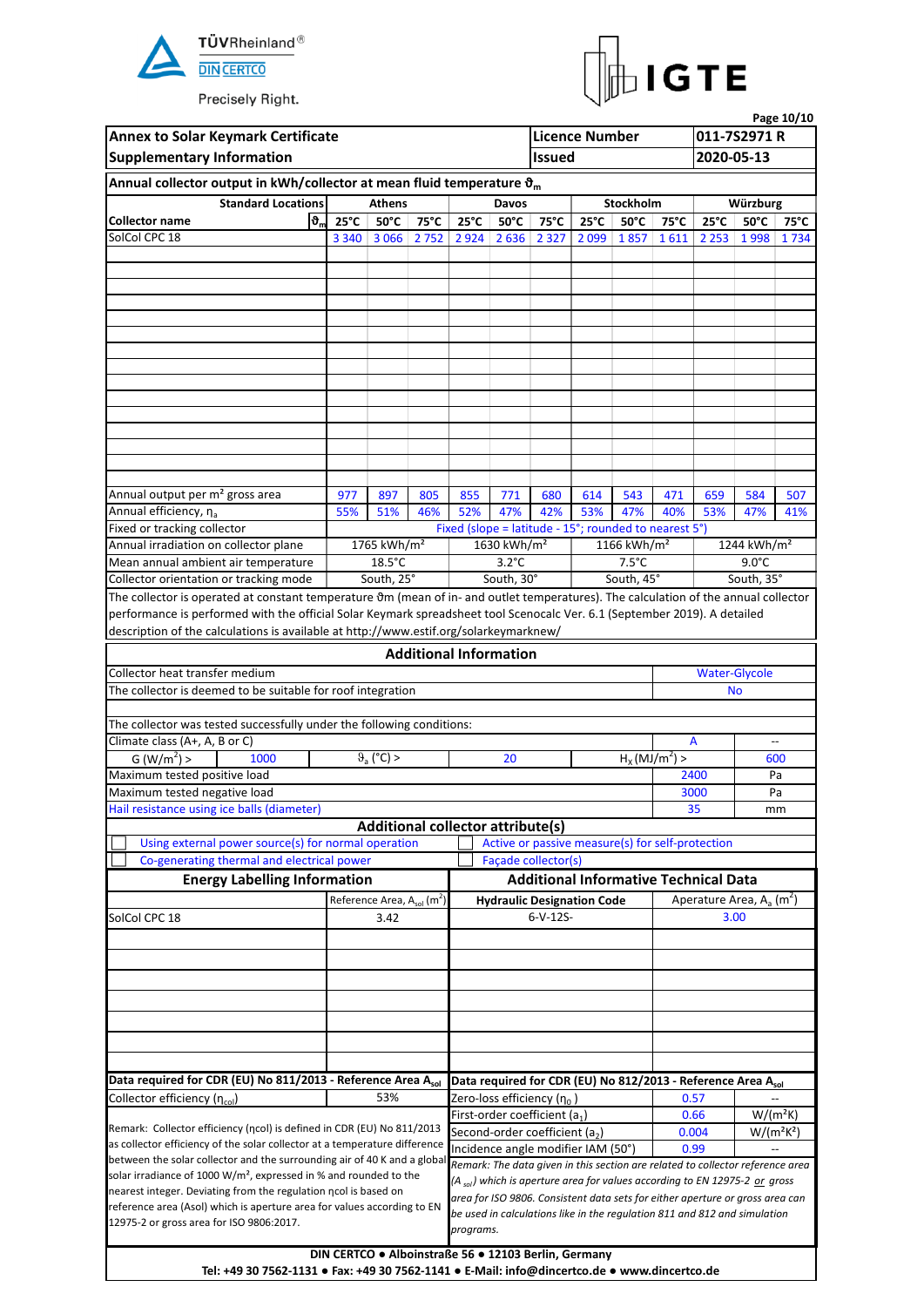TÜVRheinland® DIN CERTCO Precisely Right.

IGTE

| Annex to Solar Keymark Certificate | Licence Number | 011-7S2971 R |
|---|---|---|
| Supplementary Information | Issued | 2020-05-13 |

**Annual collector output in kWh/collector at mean fluid temperature $\vartheta_m$**

| Standard Locations | Athens | | | Davos | | | Stockholm | | | Würzburg | | |
|---|---|---|---|---|---|---|---|---|---|---|---|---|
| Collector name / $\vartheta_m$ | 25°C | 50°C | 75°C | 25°C | 50°C | 75°C | 25°C | 50°C | 75°C | 25°C | 50°C | 75°C |
| SolCol CPC 18 | 3 340 | 3 066 | 2 752 | 2 924 | 2 636 | 2 327 | 2 099 | 1 857 | 1 611 | 2 253 | 1 998 | 1 734 |
| Annual output per m² gross area | 977 | 897 | 805 | 855 | 771 | 680 | 614 | 543 | 471 | 659 | 584 | 507 |
| Annual efficiency, $\eta_a$ | 55% | 51% | 46% | 52% | 47% | 42% | 53% | 47% | 40% | 53% | 47% | 41% |
| Fixed or tracking collector | Fixed (slope = latitude - 15°; rounded to nearest 5°) | | | | | | | | | | | |
| Annual irradiation on collector plane | 1765 kWh/m² | | | 1630 kWh/m² | | | 1166 kWh/m² | | | 1244 kWh/m² | | |
| Mean annual ambient air temperature | 18.5°C | | | 3.2°C | | | 7.5°C | | | 9.0°C | | |
| Collector orientation or tracking mode | South, 25° | | | South, 30° | | | South, 45° | | | South, 35° | | |

The collector is operated at constant temperature ϑm (mean of in- and outlet temperatures). The calculation of the annual collector performance is performed with the official Solar Keymark spreadsheet tool Scenocalc Ver. 6.1 (September 2019). A detailed description of the calculations is available at http://www.estif.org/solarkeymarknew/

## Additional Information

| | | |
|---|---|---|
| Collector heat transfer medium | Water-Glycole | |
| The collector is deemed to be suitable for roof integration | No | |

The collector was tested successfully under the following conditions:

| | | | | | |
|---|---|---|---|---|---|
| Climate class (A+, A, B or C) | | | | A | -- |
| G (W/m²) > | 1000 | $\vartheta_a$ (°C) > | 20 | $H_x$ (MJ/m²) > | 600 |
| Maximum tested positive load | | | | 2400 | Pa |
| Maximum tested negative load | | | | 3000 | Pa |
| Hail resistance using ice balls (diameter) | | | | 35 | mm |

## Additional collector attribute(s)

- ☐ Using external power source(s) for normal operation
- ☐ Active or passive measure(s) for self-protection
- ☐ Co-generating thermal and electrical power
- ☐ Façade collector(s)

## Energy Labelling Information / Additional Informative Technical Data

| | Reference Area, $A_{sol}$ (m²) | Hydraulic Designation Code | Aperature Area, $A_a$ (m²) |
|---|---|---|---|
| SolCol CPC 18 | 3.42 | 6-V-12S- | 3.00 |

**Data required for CDR (EU) No 811/2013 - Reference Area $A_{sol}$**

| | |
|---|---|
| Collector efficiency ($\eta_{col}$) | 53% |

Remark: Collector efficiency (ηcol) is defined in CDR (EU) No 811/2013 as collector efficiency of the solar collector at a temperature difference between the solar collector and the surrounding air of 40 K and a global solar irradiance of 1000 W/m², expressed in % and rounded to the nearest integer. Deviating from the regulation ηcol is based on reference area (Asol) which is aperture area for values according to EN 12975-2 or gross area for ISO 9806:2017.

**Data required for CDR (EU) No 812/2013 - Reference Area $A_{sol}$**

| | | |
|---|---|---|
| Zero-loss efficiency ($\eta_0$) | 0.57 | -- |
| First-order coefficient ($a_1$) | 0.66 | W/(m²K) |
| Second-order coefficient ($a_2$) | 0.004 | W/(m²K²) |
| Incidence angle modifier IAM (50°) | 0.99 | -- |

*Remark: The data given in this section are related to collector reference area ($A_{sol}$) which is aperture area for values according to EN 12975-2 or gross area for ISO 9806. Consistent data sets for either aperture or gross area can be used in calculations like in the regulation 811 and 812 and simulation programs.*

**DIN CERTCO ● Alboinstraße 56 ● 12103 Berlin, Germany**
**Tel: +49 30 7562-1131 ● Fax: +49 30 7562-1141 ● E-Mail: info@dincertco.de ● www.dincertco.de**